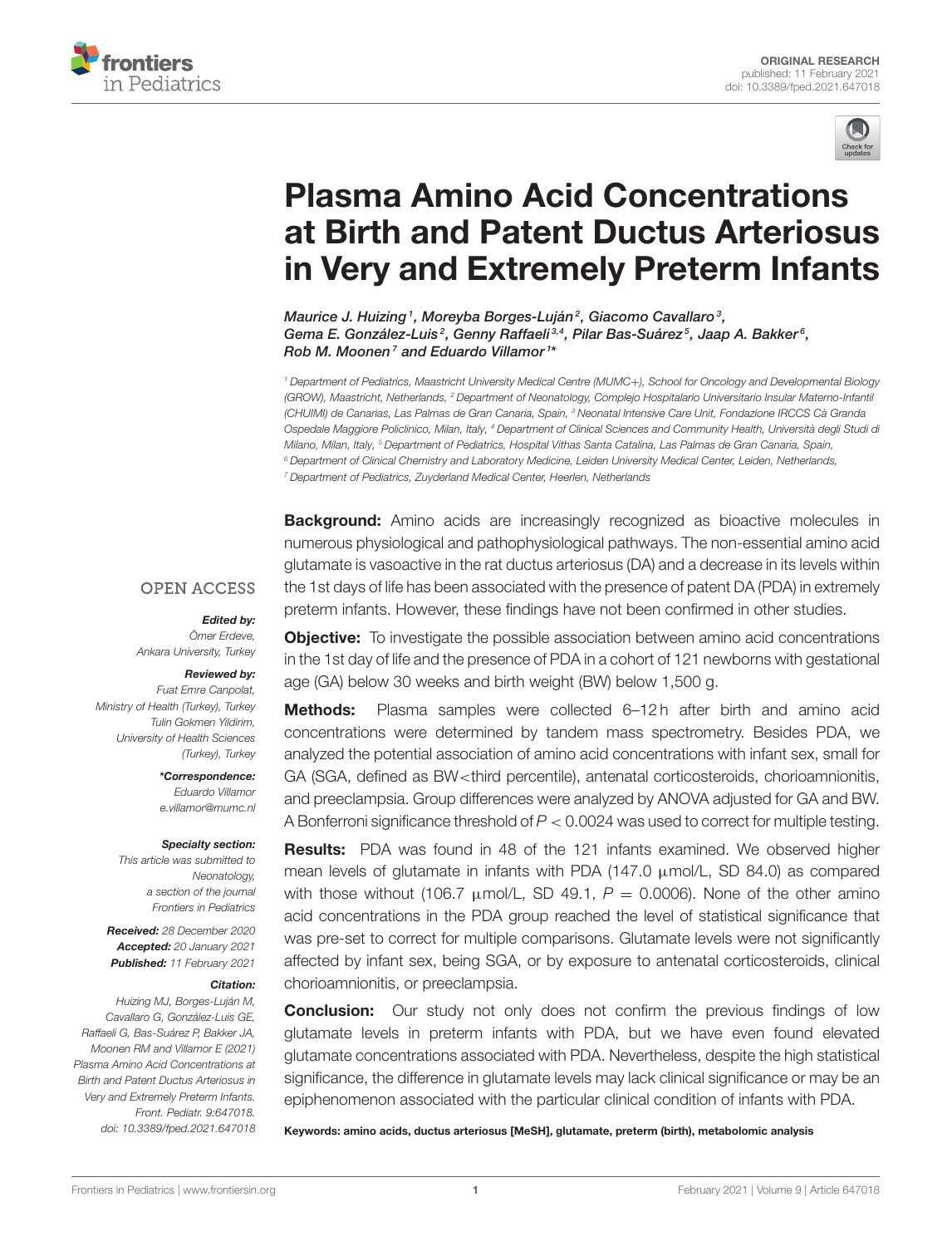ORIGINAL RESEARCH
published: 11 February 2021
doi: 10.3389/fped.2021.647018

# Plasma Amino Acid Concentrations at Birth and Patent Ductus Arteriosus in Very and Extremely Preterm Infants

*Maurice J. Huizing[1], Moreyba Borges-Luján[2], Giacomo Cavallaro[3], Gema E. González-Luis[2], Genny Raffaeli[3,4], Pilar Bas-Suárez[5], Jaap A. Bakker[6], Rob M. Moonen[7] and Eduardo Villamor[1]\**

[1] Department of Pediatrics, Maastricht University Medical Centre (MUMC+), School for Oncology and Developmental Biology (GROW), Maastricht, Netherlands, [2] Department of Neonatology, Complejo Hospitalario Universitario Insular Materno-Infantil (CHUIMI) de Canarias, Las Palmas de Gran Canaria, Spain, [3] Neonatal Intensive Care Unit, Fondazione IRCCS Cà Granda Ospedale Maggiore Policlinico, Milan, Italy, [4] Department of Clinical Sciences and Community Health, Università degli Studi di Milano, Milan, Italy, [5] Department of Pediatrics, Hospital Vithas Santa Catalina, Las Palmas de Gran Canaria, Spain, [6] Department of Clinical Chemistry and Laboratory Medicine, Leiden University Medical Center, Leiden, Netherlands, [7] Department of Pediatrics, Zuyderland Medical Center, Heerlen, Netherlands

OPEN ACCESS

***Edited by:***
Ömer Erdeve,
Ankara University, Turkey

***Reviewed by:***
Fuat Emre Canpolat,
Ministry of Health (Turkey), Turkey
Tulin Gokmen Yildirim,
University of Health Sciences (Turkey), Turkey

***\*Correspondence:***
Eduardo Villamor
e.villamor@mumc.nl

***Specialty section:***
This article was submitted to Neonatology,
a section of the journal
Frontiers in Pediatrics

***Received:*** 28 December 2020
***Accepted:*** 20 January 2021
***Published:*** 11 February 2021

***Citation:***
Huizing MJ, Borges-Luján M, Cavallaro G, González-Luis GE, Raffaeli G, Bas-Suárez P, Bakker JA, Moonen RM and Villamor E (2021) Plasma Amino Acid Concentrations at Birth and Patent Ductus Arteriosus in Very and Extremely Preterm Infants. Front. Pediatr. 9:647018. doi: 10.3389/fped.2021.647018

**Background:** Amino acids are increasingly recognized as bioactive molecules in numerous physiological and pathophysiological pathways. The non-essential amino acid glutamate is vasoactive in the rat ductus arteriosus (DA) and a decrease in its levels within the 1st days of life has been associated with the presence of patent DA (PDA) in extremely preterm infants. However, these findings have not been confirmed in other studies.

**Objective:** To investigate the possible association between amino acid concentrations in the 1st day of life and the presence of PDA in a cohort of 121 newborns with gestational age (GA) below 30 weeks and birth weight (BW) below 1,500 g.

**Methods:** Plasma samples were collected 6–12 h after birth and amino acid concentrations were determined by tandem mass spectrometry. Besides PDA, we analyzed the potential association of amino acid concentrations with infant sex, small for GA (SGA, defined as BW<third percentile), antenatal corticosteroids, chorioamnionitis, and preeclampsia. Group differences were analyzed by ANOVA adjusted for GA and BW. A Bonferroni significance threshold of $P < 0.0024$ was used to correct for multiple testing.

**Results:** PDA was found in 48 of the 121 infants examined. We observed higher mean levels of glutamate in infants with PDA (147.0 μmol/L, SD 84.0) as compared with those without (106.7 μmol/L, SD 49.1, $P = 0.0006$). None of the other amino acid concentrations in the PDA group reached the level of statistical significance that was pre-set to correct for multiple comparisons. Glutamate levels were not significantly affected by infant sex, being SGA, or by exposure to antenatal corticosteroids, clinical chorioamnionitis, or preeclampsia.

**Conclusion:** Our study not only does not confirm the previous findings of low glutamate levels in preterm infants with PDA, but we have even found elevated glutamate concentrations associated with PDA. Nevertheless, despite the high statistical significance, the difference in glutamate levels may lack clinical significance or may be an epiphenomenon associated with the particular clinical condition of infants with PDA.

**Keywords: amino acids, ductus arteriosus [MeSH], glutamate, preterm (birth), metabolomic analysis**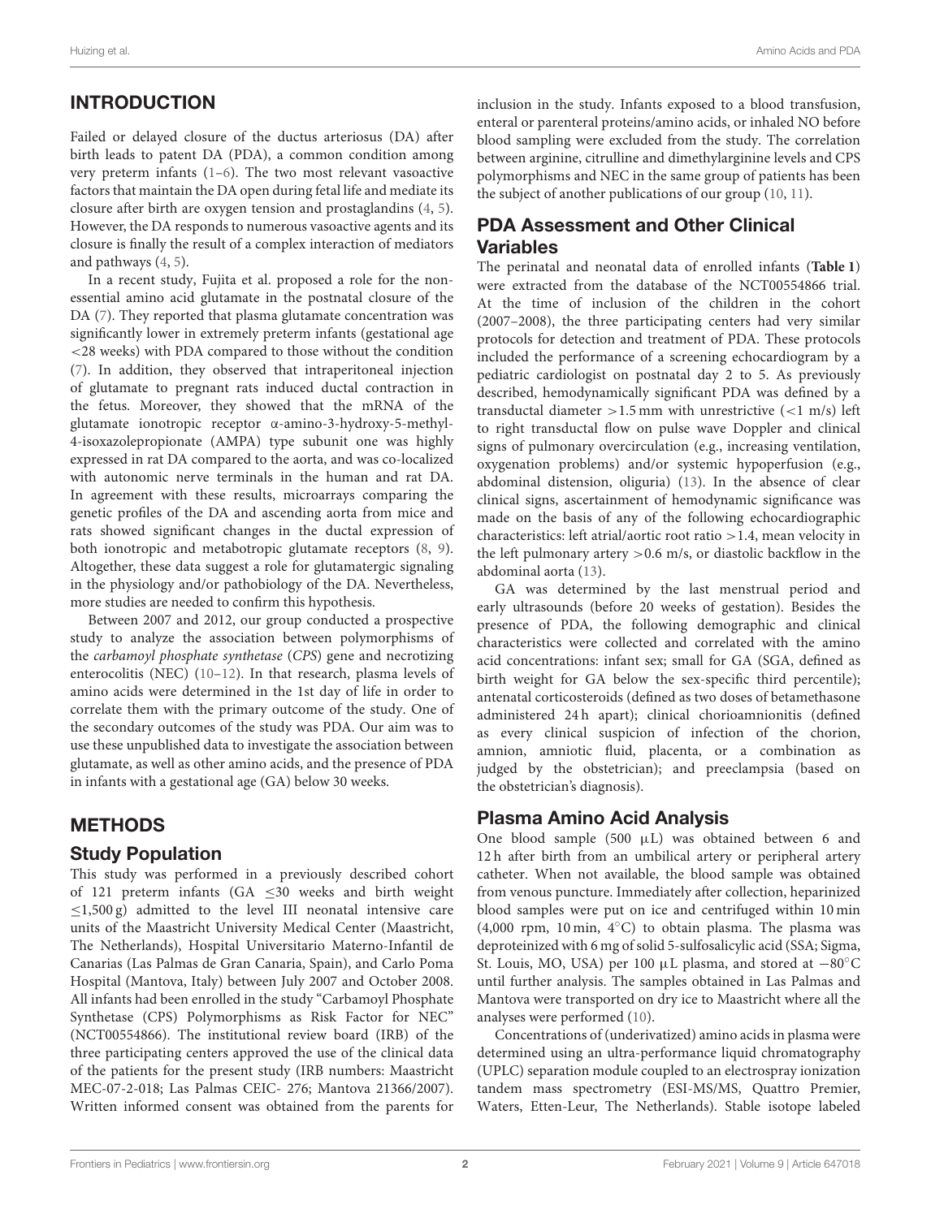## INTRODUCTION

Failed or delayed closure of the ductus arteriosus (DA) after birth leads to patent DA (PDA), a common condition among very preterm infants (1–6). The two most relevant vasoactive factors that maintain the DA open during fetal life and mediate its closure after birth are oxygen tension and prostaglandins (4, 5). However, the DA responds to numerous vasoactive agents and its closure is finally the result of a complex interaction of mediators and pathways (4, 5).

In a recent study, Fujita et al. proposed a role for the non-essential amino acid glutamate in the postnatal closure of the DA (7). They reported that plasma glutamate concentration was significantly lower in extremely preterm infants (gestational age <28 weeks) with PDA compared to those without the condition (7). In addition, they observed that intraperitoneal injection of glutamate to pregnant rats induced ductal contraction in the fetus. Moreover, they showed that the mRNA of the glutamate ionotropic receptor α-amino-3-hydroxy-5-methyl-4-isoxazolepropionate (AMPA) type subunit one was highly expressed in rat DA compared to the aorta, and was co-localized with autonomic nerve terminals in the human and rat DA. In agreement with these results, microarrays comparing the genetic profiles of the DA and ascending aorta from mice and rats showed significant changes in the ductal expression of both ionotropic and metabotropic glutamate receptors (8, 9). Altogether, these data suggest a role for glutamatergic signaling in the physiology and/or pathobiology of the DA. Nevertheless, more studies are needed to confirm this hypothesis.

Between 2007 and 2012, our group conducted a prospective study to analyze the association between polymorphisms of the *carbamoyl phosphate synthetase* (*CPS*) gene and necrotizing enterocolitis (NEC) (10–12). In that research, plasma levels of amino acids were determined in the 1st day of life in order to correlate them with the primary outcome of the study. One of the secondary outcomes of the study was PDA. Our aim was to use these unpublished data to investigate the association between glutamate, as well as other amino acids, and the presence of PDA in infants with a gestational age (GA) below 30 weeks.

## METHODS

### Study Population

This study was performed in a previously described cohort of 121 preterm infants (GA ≤30 weeks and birth weight ≤1,500 g) admitted to the level III neonatal intensive care units of the Maastricht University Medical Center (Maastricht, The Netherlands), Hospital Universitario Materno-Infantil de Canarias (Las Palmas de Gran Canaria, Spain), and Carlo Poma Hospital (Mantova, Italy) between July 2007 and October 2008. All infants had been enrolled in the study "Carbamoyl Phosphate Synthetase (CPS) Polymorphisms as Risk Factor for NEC" (NCT00554866). The institutional review board (IRB) of the three participating centers approved the use of the clinical data of the patients for the present study (IRB numbers: Maastricht MEC-07-2-018; Las Palmas CEIC- 276; Mantova 21366/2007). Written informed consent was obtained from the parents for inclusion in the study. Infants exposed to a blood transfusion, enteral or parenteral proteins/amino acids, or inhaled NO before blood sampling were excluded from the study. The correlation between arginine, citrulline and dimethylarginine levels and CPS polymorphisms and NEC in the same group of patients has been the subject of another publications of our group (10, 11).

### PDA Assessment and Other Clinical Variables

The perinatal and neonatal data of enrolled infants (**Table 1**) were extracted from the database of the NCT00554866 trial. At the time of inclusion of the children in the cohort (2007–2008), the three participating centers had very similar protocols for detection and treatment of PDA. These protocols included the performance of a screening echocardiogram by a pediatric cardiologist on postnatal day 2 to 5. As previously described, hemodynamically significant PDA was defined by a transductal diameter >1.5 mm with unrestrictive (<1 m/s) left to right transductal flow on pulse wave Doppler and clinical signs of pulmonary overcirculation (e.g., increasing ventilation, oxygenation problems) and/or systemic hypoperfusion (e.g., abdominal distension, oliguria) (13). In the absence of clear clinical signs, ascertainment of hemodynamic significance was made on the basis of any of the following echocardiographic characteristics: left atrial/aortic root ratio >1.4, mean velocity in the left pulmonary artery >0.6 m/s, or diastolic backflow in the abdominal aorta (13).

GA was determined by the last menstrual period and early ultrasounds (before 20 weeks of gestation). Besides the presence of PDA, the following demographic and clinical characteristics were collected and correlated with the amino acid concentrations: infant sex; small for GA (SGA, defined as birth weight for GA below the sex-specific third percentile); antenatal corticosteroids (defined as two doses of betamethasone administered 24 h apart); clinical chorioamnionitis (defined as every clinical suspicion of infection of the chorion, amnion, amniotic fluid, placenta, or a combination as judged by the obstetrician); and preeclampsia (based on the obstetrician's diagnosis).

### Plasma Amino Acid Analysis

One blood sample (500 μL) was obtained between 6 and 12 h after birth from an umbilical artery or peripheral artery catheter. When not available, the blood sample was obtained from venous puncture. Immediately after collection, heparinized blood samples were put on ice and centrifuged within 10 min (4,000 rpm, 10 min, 4°C) to obtain plasma. The plasma was deproteinized with 6 mg of solid 5-sulfosalicylic acid (SSA; Sigma, St. Louis, MO, USA) per 100 μL plasma, and stored at −80°C until further analysis. The samples obtained in Las Palmas and Mantova were transported on dry ice to Maastricht where all the analyses were performed (10).

Concentrations of (underivatized) amino acids in plasma were determined using an ultra-performance liquid chromatography (UPLC) separation module coupled to an electrospray ionization tandem mass spectrometry (ESI-MS/MS, Quattro Premier, Waters, Etten-Leur, The Netherlands). Stable isotope labeled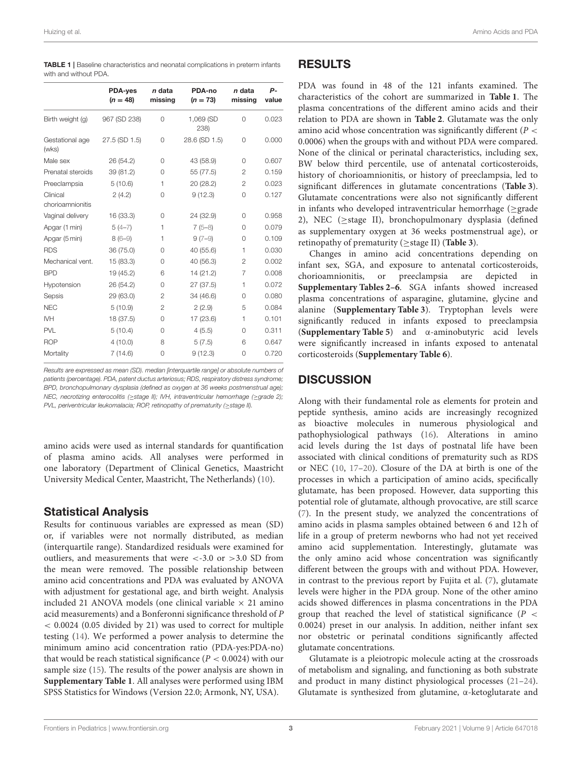**TABLE 1 |** Baseline characteristics and neonatal complications in preterm infants with and without PDA.

| | PDA-yes (n = 48) | n data missing | PDA-no (n = 73) | n data missing | P-value |
|---|---|---|---|---|---|
| Birth weight (g) | 967 (SD 238) | 0 | 1,069 (SD 238) | 0 | 0.023 |
| Gestational age (wks) | 27.5 (SD 1.5) | 0 | 28.6 (SD 1.5) | 0 | 0.000 |
| Male sex | 26 (54.2) | 0 | 43 (58.9) | 0 | 0.607 |
| Prenatal steroids | 39 (81.2) | 0 | 55 (77.5) | 2 | 0.159 |
| Preeclampsia | 5 (10.6) | 1 | 20 (28.2) | 2 | 0.023 |
| Clinical chorioamnionitis | 2 (4.2) | 0 | 9 (12.3) | 0 | 0.127 |
| Vaginal delivery | 16 (33.3) | 0 | 24 (32.9) | 0 | 0.958 |
| Apgar (1 min) | 5 (4–7) | 1 | 7 (5–8) | 0 | 0.079 |
| Apgar (5 min) | 8 (6–9) | 1 | 9 (7–9) | 0 | 0.109 |
| RDS | 36 (75.0) | 0 | 40 (55.6) | 1 | 0.030 |
| Mechanical vent. | 15 (83.3) | 0 | 40 (56.3) | 2 | 0.002 |
| BPD | 19 (45.2) | 6 | 14 (21.2) | 7 | 0.008 |
| Hypotension | 26 (54.2) | 0 | 27 (37.5) | 1 | 0.072 |
| Sepsis | 29 (63.0) | 2 | 34 (46.6) | 0 | 0.080 |
| NEC | 5 (10.9) | 2 | 2 (2.9) | 5 | 0.084 |
| IVH | 18 (37.5) | 0 | 17 (23.6) | 1 | 0.101 |
| PVL | 5 (10.4) | 0 | 4 (5.5) | 0 | 0.311 |
| ROP | 4 (10.0) | 8 | 5 (7.5) | 6 | 0.647 |
| Mortality | 7 (14.6) | 0 | 9 (12.3) | 0 | 0.720 |

*Results are expressed as mean (SD). median [interquartile range] or absolute numbers of patients (percentage). PDA, patent ductus arteriosus; RDS, respiratory distress syndrome; BPD, bronchopulmonary dysplasia (defined as oxygen at 36 weeks postmenstrual age); NEC, necrotizing enterocolitis (≥stage II); IVH, intraventricular hemorrhage (≥grade 2); PVL, periventricular leukomalacia; ROP, retinopathy of prematurity (≥stage II).*

amino acids were used as internal standards for quantification of plasma amino acids. All analyses were performed in one laboratory (Department of Clinical Genetics, Maastricht University Medical Center, Maastricht, The Netherlands) (10).

## Statistical Analysis

Results for continuous variables are expressed as mean (SD) or, if variables were not normally distributed, as median (interquartile range). Standardized residuals were examined for outliers, and measurements that were <-3.0 or >3.0 SD from the mean were removed. The possible relationship between amino acid concentrations and PDA was evaluated by ANOVA with adjustment for gestational age, and birth weight. Analysis included 21 ANOVA models (one clinical variable × 21 amino acid measurements) and a Bonferonni significance threshold of $P < 0.0024$ (0.05 divided by 21) was used to correct for multiple testing (14). We performed a power analysis to determine the minimum amino acid concentration ratio (PDA-yes:PDA-no) that would be reach statistical significance ($P < 0.0024$) with our sample size (15). The results of the power analysis are shown in **Supplementary Table 1**. All analyses were performed using IBM SPSS Statistics for Windows (Version 22.0; Armonk, NY, USA).

# RESULTS

PDA was found in 48 of the 121 infants examined. The characteristics of the cohort are summarized in **Table 1**. The plasma concentrations of the different amino acids and their relation to PDA are shown in **Table 2**. Glutamate was the only amino acid whose concentration was significantly different ($P < 0.0006$) when the groups with and without PDA were compared. None of the clinical or perinatal characteristics, including sex, BW below third percentile, use of antenatal corticosteroids, history of chorioamnionitis, or history of preeclampsia, led to significant differences in glutamate concentrations (**Table 3**). Glutamate concentrations were also not significantly different in infants who developed intraventricular hemorrhage (≥grade 2), NEC (≥stage II), bronchopulmonary dysplasia (defined as supplementary oxygen at 36 weeks postmenstrual age), or retinopathy of prematurity (≥stage II) (**Table 3**).

Changes in amino acid concentrations depending on infant sex, SGA, and exposure to antenatal corticosteroids, chorioamnionitis, or preeclampsia are depicted in **Supplementary Tables 2–6**. SGA infants showed increased plasma concentrations of asparagine, glutamine, glycine and alanine (**Supplementary Table 3**). Tryptophan levels were significantly reduced in infants exposed to preeclampsia (**Supplementary Table 5**) and α-aminobutyric acid levels were significantly increased in infants exposed to antenatal corticosteroids (**Supplementary Table 6**).

# DISCUSSION

Along with their fundamental role as elements for protein and peptide synthesis, amino acids are increasingly recognized as bioactive molecules in numerous physiological and pathophysiological pathways (16). Alterations in amino acid levels during the 1st days of postnatal life have been associated with clinical conditions of prematurity such as RDS or NEC (10, 17–20). Closure of the DA at birth is one of the processes in which a participation of amino acids, specifically glutamate, has been proposed. However, data supporting this potential role of glutamate, although provocative, are still scarce (7). In the present study, we analyzed the concentrations of amino acids in plasma samples obtained between 6 and 12 h of life in a group of preterm newborns who had not yet received amino acid supplementation. Interestingly, glutamate was the only amino acid whose concentration was significantly different between the groups with and without PDA. However, in contrast to the previous report by Fujita et al. (7), glutamate levels were higher in the PDA group. None of the other amino acids showed differences in plasma concentrations in the PDA group that reached the level of statistical significance ($P < 0.0024$) preset in our analysis. In addition, neither infant sex nor obstetric or perinatal conditions significantly affected glutamate concentrations.

Glutamate is a pleiotropic molecule acting at the crossroads of metabolism and signaling, and functioning as both substrate and product in many distinct physiological processes (21–24). Glutamate is synthesized from glutamine, α-ketoglutarate and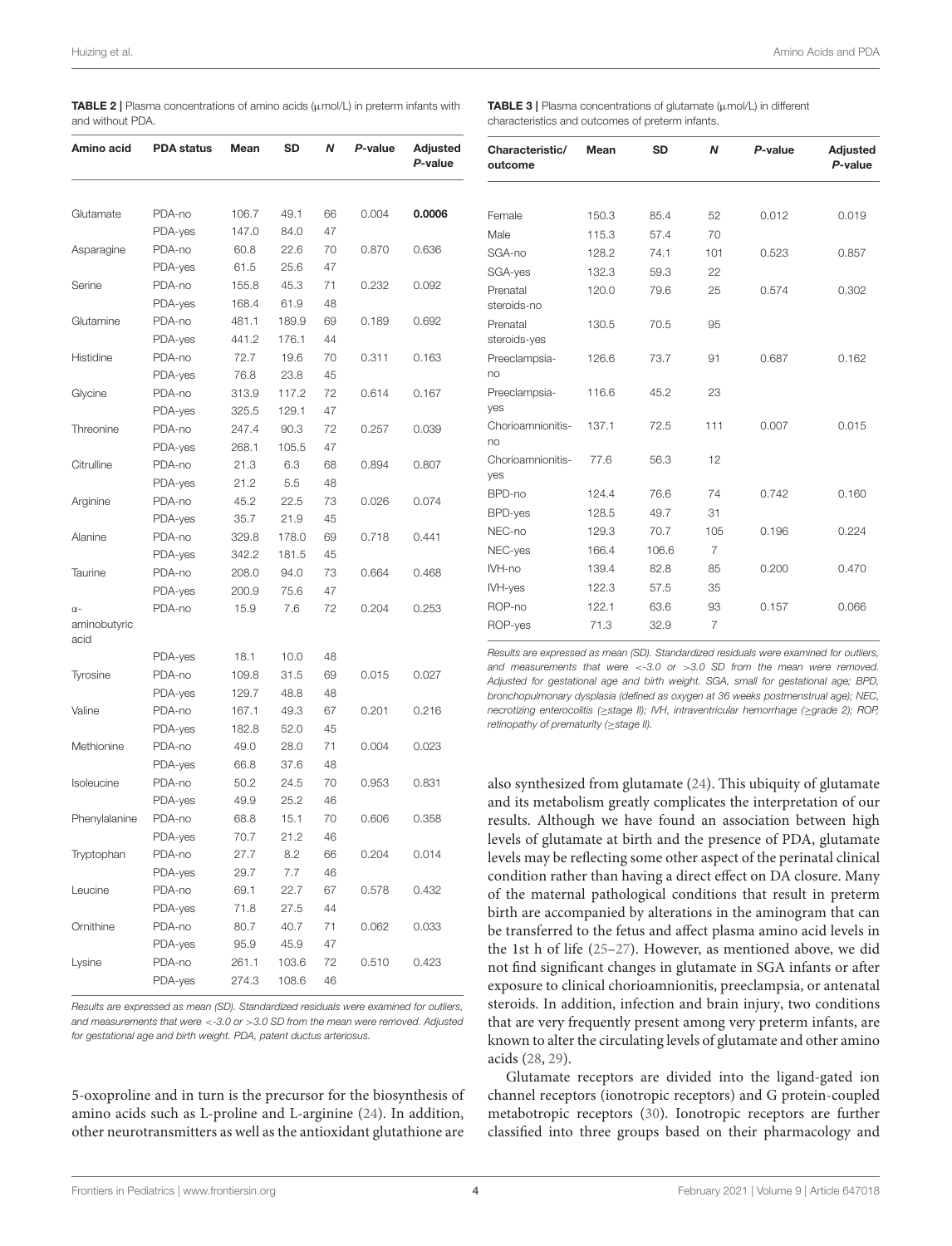**TABLE 2 |** Plasma concentrations of amino acids (μmol/L) in preterm infants with and without PDA.

| Amino acid | PDA status | Mean | SD | *N* | *P*-value | Adjusted *P*-value |
|---|---|---|---|---|---|---|
| Glutamate | PDA-no | 106.7 | 49.1 | 66 | 0.004 | **0.0006** |
| | PDA-yes | 147.0 | 84.0 | 47 | | |
| Asparagine | PDA-no | 60.8 | 22.6 | 70 | 0.870 | 0.636 |
| | PDA-yes | 61.5 | 25.6 | 47 | | |
| Serine | PDA-no | 155.8 | 45.3 | 71 | 0.232 | 0.092 |
| | PDA-yes | 168.4 | 61.9 | 48 | | |
| Glutamine | PDA-no | 481.1 | 189.9 | 69 | 0.189 | 0.692 |
| | PDA-yes | 441.2 | 176.1 | 44 | | |
| Histidine | PDA-no | 72.7 | 19.6 | 70 | 0.311 | 0.163 |
| | PDA-yes | 76.8 | 23.8 | 45 | | |
| Glycine | PDA-no | 313.9 | 117.2 | 72 | 0.614 | 0.167 |
| | PDA-yes | 325.5 | 129.1 | 47 | | |
| Threonine | PDA-no | 247.4 | 90.3 | 72 | 0.257 | 0.039 |
| | PDA-yes | 268.1 | 105.5 | 47 | | |
| Citrulline | PDA-no | 21.3 | 6.3 | 68 | 0.894 | 0.807 |
| | PDA-yes | 21.2 | 5.5 | 48 | | |
| Arginine | PDA-no | 45.2 | 22.5 | 73 | 0.026 | 0.074 |
| | PDA-yes | 35.7 | 21.9 | 45 | | |
| Alanine | PDA-no | 329.8 | 178.0 | 69 | 0.718 | 0.441 |
| | PDA-yes | 342.2 | 181.5 | 45 | | |
| Taurine | PDA-no | 208.0 | 94.0 | 73 | 0.664 | 0.468 |
| | PDA-yes | 200.9 | 75.6 | 47 | | |
| α-aminobutyric acid | PDA-no | 15.9 | 7.6 | 72 | 0.204 | 0.253 |
| | PDA-yes | 18.1 | 10.0 | 48 | | |
| Tyrosine | PDA-no | 109.8 | 31.5 | 69 | 0.015 | 0.027 |
| | PDA-yes | 129.7 | 48.8 | 48 | | |
| Valine | PDA-no | 167.1 | 49.3 | 67 | 0.201 | 0.216 |
| | PDA-yes | 182.8 | 52.0 | 45 | | |
| Methionine | PDA-no | 49.0 | 28.0 | 71 | 0.004 | 0.023 |
| | PDA-yes | 66.8 | 37.6 | 48 | | |
| Isoleucine | PDA-no | 50.2 | 24.5 | 70 | 0.953 | 0.831 |
| | PDA-yes | 49.9 | 25.2 | 46 | | |
| Phenylalanine | PDA-no | 68.8 | 15.1 | 70 | 0.606 | 0.358 |
| | PDA-yes | 70.7 | 21.2 | 46 | | |
| Tryptophan | PDA-no | 27.7 | 8.2 | 66 | 0.204 | 0.014 |
| | PDA-yes | 29.7 | 7.7 | 46 | | |
| Leucine | PDA-no | 69.1 | 22.7 | 67 | 0.578 | 0.432 |
| | PDA-yes | 71.8 | 27.5 | 44 | | |
| Ornithine | PDA-no | 80.7 | 40.7 | 71 | 0.062 | 0.033 |
| | PDA-yes | 95.9 | 45.9 | 47 | | |
| Lysine | PDA-no | 261.1 | 103.6 | 72 | 0.510 | 0.423 |
| | PDA-yes | 274.3 | 108.6 | 46 | | |

*Results are expressed as mean (SD). Standardized residuals were examined for outliers, and measurements that were <-3.0 or >3.0 SD from the mean were removed. Adjusted for gestational age and birth weight. PDA, patent ductus arteriosus.*

**TABLE 3 |** Plasma concentrations of glutamate (μmol/L) in different characteristics and outcomes of preterm infants.

| Characteristic/outcome | Mean | SD | *N* | *P*-value | Adjusted *P*-value |
|---|---|---|---|---|---|
| Female | 150.3 | 85.4 | 52 | 0.012 | 0.019 |
| Male | 115.3 | 57.4 | 70 | | |
| SGA-no | 128.2 | 74.1 | 101 | 0.523 | 0.857 |
| SGA-yes | 132.3 | 59.3 | 22 | | |
| Prenatal steroids-no | 120.0 | 79.6 | 25 | 0.574 | 0.302 |
| Prenatal steroids-yes | 130.5 | 70.5 | 95 | | |
| Preeclampsia-no | 126.6 | 73.7 | 91 | 0.687 | 0.162 |
| Preeclampsia-yes | 116.6 | 45.2 | 23 | | |
| Chorioamnionitis-no | 137.1 | 72.5 | 111 | 0.007 | 0.015 |
| Chorioamnionitis-yes | 77.6 | 56.3 | 12 | | |
| BPD-no | 124.4 | 76.6 | 74 | 0.742 | 0.160 |
| BPD-yes | 128.5 | 49.7 | 31 | | |
| NEC-no | 129.3 | 70.7 | 105 | 0.196 | 0.224 |
| NEC-yes | 166.4 | 106.6 | 7 | | |
| IVH-no | 139.4 | 82.8 | 85 | 0.200 | 0.470 |
| IVH-yes | 122.3 | 57.5 | 35 | | |
| ROP-no | 122.1 | 63.6 | 93 | 0.157 | 0.066 |
| ROP-yes | 71.3 | 32.9 | 7 | | |

*Results are expressed as mean (SD). Standardized residuals were examined for outliers, and measurements that were <-3.0 or >3.0 SD from the mean were removed. Adjusted for gestational age and birth weight. SGA, small for gestational age; BPD, bronchopulmonary dysplasia (defined as oxygen at 36 weeks postmenstrual age); NEC, necrotizing enterocolitis (≥stage II); IVH, intraventricular hemorrhage (≥grade 2); ROP, retinopathy of prematurity (≥stage II).*

5-oxoproline and in turn is the precursor for the biosynthesis of amino acids such as L-proline and L-arginine (24). In addition, other neurotransmitters as well as the antioxidant glutathione are also synthesized from glutamate (24). This ubiquity of glutamate and its metabolism greatly complicates the interpretation of our results. Although we have found an association between high levels of glutamate at birth and the presence of PDA, glutamate levels may be reflecting some other aspect of the perinatal clinical condition rather than having a direct effect on DA closure. Many of the maternal pathological conditions that result in preterm birth are accompanied by alterations in the aminogram that can be transferred to the fetus and affect plasma amino acid levels in the 1st h of life (25–27). However, as mentioned above, we did not find significant changes in glutamate in SGA infants or after exposure to clinical chorioamnionitis, preeclampsia, or antenatal steroids. In addition, infection and brain injury, two conditions that are very frequently present among very preterm infants, are known to alter the circulating levels of glutamate and other amino acids (28, 29).

Glutamate receptors are divided into the ligand-gated ion channel receptors (ionotropic receptors) and G protein-coupled metabotropic receptors (30). Ionotropic receptors are further classified into three groups based on their pharmacology and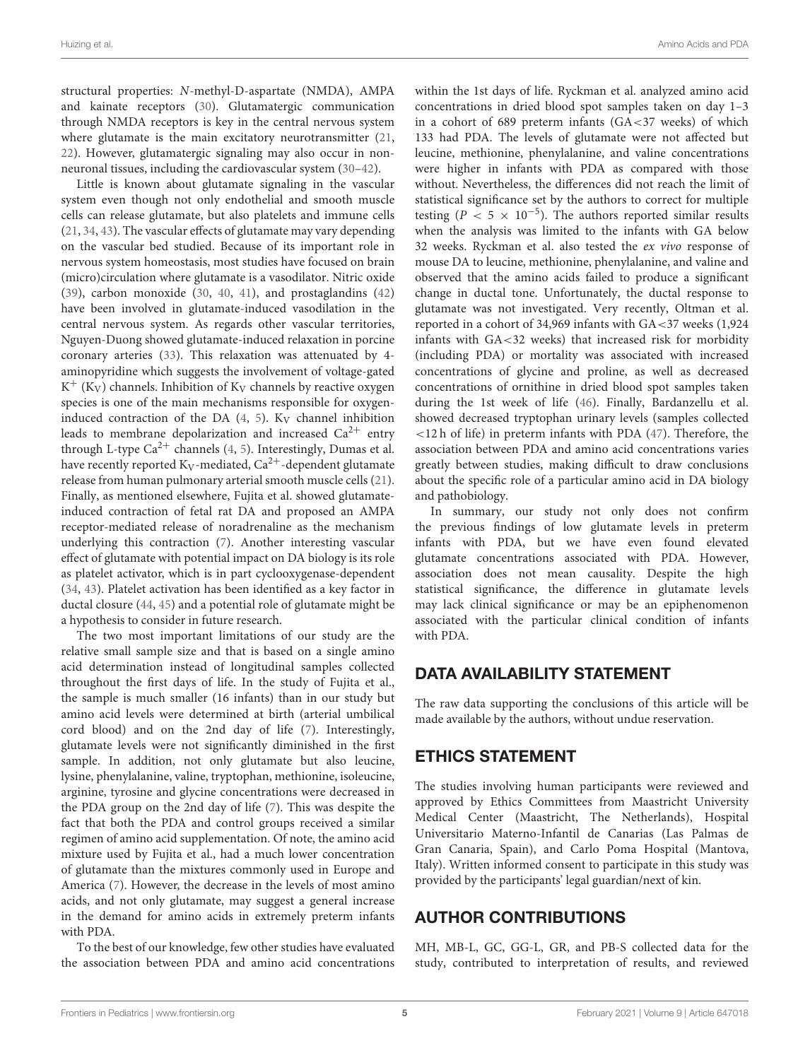structural properties: *N*-methyl-D-aspartate (NMDA), AMPA and kainate receptors (30). Glutamatergic communication through NMDA receptors is key in the central nervous system where glutamate is the main excitatory neurotransmitter (21, 22). However, glutamatergic signaling may also occur in non-neuronal tissues, including the cardiovascular system (30–42).

Little is known about glutamate signaling in the vascular system even though not only endothelial and smooth muscle cells can release glutamate, but also platelets and immune cells (21, 34, 43). The vascular effects of glutamate may vary depending on the vascular bed studied. Because of its important role in nervous system homeostasis, most studies have focused on brain (micro)circulation where glutamate is a vasodilator. Nitric oxide (39), carbon monoxide (30, 40, 41), and prostaglandins (42) have been involved in glutamate-induced vasodilation in the central nervous system. As regards other vascular territories, Nguyen-Duong showed glutamate-induced relaxation in porcine coronary arteries (33). This relaxation was attenuated by 4-aminopyridine which suggests the involvement of voltage-gated $K^+$ ($K_V$) channels. Inhibition of $K_V$ channels by reactive oxygen species is one of the main mechanisms responsible for oxygen-induced contraction of the DA (4, 5). $K_V$ channel inhibition leads to membrane depolarization and increased $Ca^{2+}$ entry through L-type $Ca^{2+}$ channels (4, 5). Interestingly, Dumas et al. have recently reported $K_V$-mediated, $Ca^{2+}$-dependent glutamate release from human pulmonary arterial smooth muscle cells (21). Finally, as mentioned elsewhere, Fujita et al. showed glutamate-induced contraction of fetal rat DA and proposed an AMPA receptor-mediated release of noradrenaline as the mechanism underlying this contraction (7). Another interesting vascular effect of glutamate with potential impact on DA biology is its role as platelet activator, which is in part cyclooxygenase-dependent (34, 43). Platelet activation has been identified as a key factor in ductal closure (44, 45) and a potential role of glutamate might be a hypothesis to consider in future research.

The two most important limitations of our study are the relative small sample size and that is based on a single amino acid determination instead of longitudinal samples collected throughout the first days of life. In the study of Fujita et al., the sample is much smaller (16 infants) than in our study but amino acid levels were determined at birth (arterial umbilical cord blood) and on the 2nd day of life (7). Interestingly, glutamate levels were not significantly diminished in the first sample. In addition, not only glutamate but also leucine, lysine, phenylalanine, valine, tryptophan, methionine, isoleucine, arginine, tyrosine and glycine concentrations were decreased in the PDA group on the 2nd day of life (7). This was despite the fact that both the PDA and control groups received a similar regimen of amino acid supplementation. Of note, the amino acid mixture used by Fujita et al., had a much lower concentration of glutamate than the mixtures commonly used in Europe and America (7). However, the decrease in the levels of most amino acids, and not only glutamate, may suggest a general increase in the demand for amino acids in extremely preterm infants with PDA.

To the best of our knowledge, few other studies have evaluated the association between PDA and amino acid concentrations within the 1st days of life. Ryckman et al. analyzed amino acid concentrations in dried blood spot samples taken on day 1–3 in a cohort of 689 preterm infants (GA<37 weeks) of which 133 had PDA. The levels of glutamate were not affected but leucine, methionine, phenylalanine, and valine concentrations were higher in infants with PDA as compared with those without. Nevertheless, the differences did not reach the limit of statistical significance set by the authors to correct for multiple testing ($P < 5 \times 10^{-5}$). The authors reported similar results when the analysis was limited to the infants with GA below 32 weeks. Ryckman et al. also tested the *ex vivo* response of mouse DA to leucine, methionine, phenylalanine, and valine and observed that the amino acids failed to produce a significant change in ductal tone. Unfortunately, the ductal response to glutamate was not investigated. Very recently, Oltman et al. reported in a cohort of 34,969 infants with GA<37 weeks (1,924 infants with GA<32 weeks) that increased risk for morbidity (including PDA) or mortality was associated with increased concentrations of glycine and proline, as well as decreased concentrations of ornithine in dried blood spot samples taken during the 1st week of life (46). Finally, Bardanzellu et al. showed decreased tryptophan urinary levels (samples collected <12 h of life) in preterm infants with PDA (47). Therefore, the association between PDA and amino acid concentrations varies greatly between studies, making difficult to draw conclusions about the specific role of a particular amino acid in DA biology and pathobiology.

In summary, our study not only does not confirm the previous findings of low glutamate levels in preterm infants with PDA, but we have even found elevated glutamate concentrations associated with PDA. However, association does not mean causality. Despite the high statistical significance, the difference in glutamate levels may lack clinical significance or may be an epiphenomenon associated with the particular clinical condition of infants with PDA.

## DATA AVAILABILITY STATEMENT

The raw data supporting the conclusions of this article will be made available by the authors, without undue reservation.

## ETHICS STATEMENT

The studies involving human participants were reviewed and approved by Ethics Committees from Maastricht University Medical Center (Maastricht, The Netherlands), Hospital Universitario Materno-Infantil de Canarias (Las Palmas de Gran Canaria, Spain), and Carlo Poma Hospital (Mantova, Italy). Written informed consent to participate in this study was provided by the participants' legal guardian/next of kin.

## AUTHOR CONTRIBUTIONS

MH, MB-L, GC, GG-L, GR, and PB-S collected data for the study, contributed to interpretation of results, and reviewed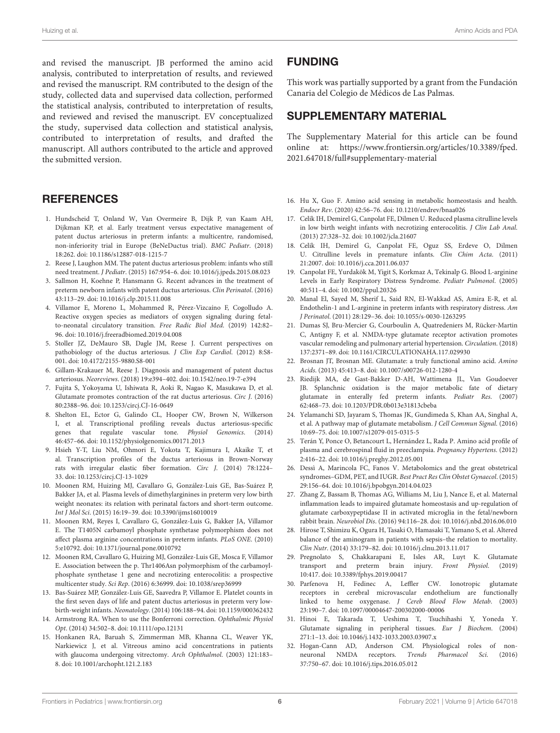and revised the manuscript. JB performed the amino acid analysis, contributed to interpretation of results, and reviewed and revised the manuscript. RM contributed to the design of the study, collected data and supervised data collection, performed the statistical analysis, contributed to interpretation of results, and reviewed and revised the manuscript. EV conceptualized the study, supervised data collection and statistical analysis, contributed to interpretation of results, and drafted the manuscript. All authors contributed to the article and approved the submitted version.

## FUNDING

This work was partially supported by a grant from the Fundación Canaria del Colegio de Médicos de Las Palmas.

## SUPPLEMENTARY MATERIAL

The Supplementary Material for this article can be found online at: https://www.frontiersin.org/articles/10.3389/fped.2021.647018/full#supplementary-material

## REFERENCES

1. Hundscheid T, Onland W, Van Overmeire B, Dijk P, van Kaam AH, Dijkman KP, et al. Early treatment versus expectative management of patent ductus arteriosus in preterm infants: a multicentre, randomised, non-inferiority trial in Europe (BeNeDuctus trial). *BMC Pediatr*. (2018) 18:262. doi: 10.1186/s12887-018-1215-7
2. Reese J, Laughon MM. The patent ductus arteriosus problem: infants who still need treatment. *J Pediatr*. (2015) 167:954–6. doi: 10.1016/j.jpeds.2015.08.023
3. Sallmon H, Koehne P, Hansmann G. Recent advances in the treatment of preterm newborn infants with patent ductus arteriosus. *Clin Perinatol*. (2016) 43:113–29. doi: 10.1016/j.clp.2015.11.008
4. Villamor E, Moreno L, Mohammed R, Pérez-Vizcaíno F, Cogolludo A. Reactive oxygen species as mediators of oxygen signaling during fetal-to-neonatal circulatory transition. *Free Radic Biol Med*. (2019) 142:82–96. doi: 10.1016/j.freeradbiomed.2019.04.008
5. Stoller JZ, DeMauro SB, Dagle JM, Reese J. Current perspectives on pathobiology of the ductus arteriosus. *J Clin Exp Cardiol*. (2012) 8:S8-001. doi: 10.4172/2155-9880.S8-001
6. Gillam-Krakauer M, Reese J. Diagnosis and management of patent ductus arteriosus. *Neoreviews*. (2018) 19:e394–402. doi: 10.1542/neo.19-7-e394
7. Fujita S, Yokoyama U, Ishiwata R, Aoki R, Nagao K, Masukawa D, et al. Glutamate promotes contraction of the rat ductus arteriosus. *Circ J*. (2016) 80:2388–96. doi: 10.1253/circj.CJ-16-0649
8. Shelton EL, Ector G, Galindo CL, Hooper CW, Brown N, Wilkerson I, et al. Transcriptional profiling reveals ductus arteriosus-specific genes that regulate vascular tone. *Physiol Genomics*. (2014) 46:457–66. doi: 10.1152/physiolgenomics.00171.2013
9. Hsieh Y-T, Liu NM, Ohmori E, Yokota T, Kajimura I, Akaike T, et al. Transcription profiles of the ductus arteriosus in Brown-Norway rats with irregular elastic fiber formation. *Circ J*. (2014) 78:1224–33. doi: 10.1253/circj.CJ-13-1029
10. Moonen RM, Huizing MJ, Cavallaro G, González-Luis GE, Bas-Suárez P, Bakker JA, et al. Plasma levels of dimethylarginines in preterm very low birth weight neonates: its relation with perinatal factors and short-term outcome. *Int J Mol Sci*. (2015) 16:19–39. doi: 10.3390/ijms16010019
11. Moonen RM, Reyes I, Cavallaro G, González-Luis G, Bakker JA, Villamor E. The T1405N carbamoyl phosphate synthetase polymorphism does not affect plasma arginine concentrations in preterm infants. *PLoS ONE*. (2010) 5:e10792. doi: 10.1371/journal.pone.0010792
12. Moonen RM, Cavallaro G, Huizing MJ, González-Luis GE, Mosca F, Villamor E. Association between the p. Thr1406Asn polymorphism of the carbamoyl-phosphate synthetase 1 gene and necrotizing enterocolitis: a prospective multicenter study. *Sci Rep*. (2016) 6:36999. doi: 10.1038/srep36999
13. Bas-Suárez MP, González-Luis GE, Saavedra P, Villamor E. Platelet counts in the first seven days of life and patent ductus arteriosus in preterm very low-birth-weight infants. *Neonatology*. (2014) 106:188–94. doi: 10.1159/000362432
14. Armstrong RA. When to use the Bonferroni correction. *Ophthalmic Physiol Opt*. (2014) 34:502–8. doi: 10.1111/opo.12131
15. Honkanen RA, Baruah S, Zimmerman MB, Khanna CL, Weaver YK, Narkiewicz J, et al. Vitreous amino acid concentrations in patients with glaucoma undergoing vitrectomy. *Arch Ophthalmol*. (2003) 121:183–8. doi: 10.1001/archopht.121.2.183
16. Hu X, Guo F. Amino acid sensing in metabolic homeostasis and health. *Endocr Rev*. (2020) 42:56–76. doi: 10.1210/endrev/bnaa026
17. Celik IH, Demirel G, Canpolat FE, Dilmen U. Reduced plasma citrulline levels in low birth weight infants with necrotizing enterocolitis. *J Clin Lab Anal*. (2013) 27:328–32. doi: 10.1002/jcla.21607
18. Celik IH, Demirel G, Canpolat FE, Oguz SS, Erdeve O, Dilmen U. Citrulline levels in premature infants. *Clin Chim Acta*. (2011) 21:2007. doi: 10.1016/j.cca.2011.06.037
19. Canpolat FE, Yurdakök M, Yigit S, Korkmaz A, Tekinalp G. Blood L-arginine Levels in Early Respiratory Distress Syndrome. *Pediatr Pulmonol*. (2005) 40:511–4. doi: 10.1002/ppul.20326
20. Manal El, Sayed M, Sherif L, Said RN, El-Wakkad AS, Amira E-R, et al. Endothelin-1 and L-arginine in preterm infants with respiratory distress. *Am J Perinatol*. (2011) 28:129–36. doi: 10.1055/s-0030-1263295
21. Dumas SJ, Bru-Mercier G, Courboulin A, Quatredeniers M, Rücker-Martin C, Antigny F, et al. NMDA-type glutamate receptor activation promotes vascular remodeling and pulmonary arterial hypertension. *Circulation*. (2018) 137:2371–89. doi: 10.1161/CIRCULATIONAHA.117.029930
22. Brosnan JT, Brosnan ME. Glutamate: a truly functional amino acid. *Amino Acids*. (2013) 45:413–8. doi: 10.1007/s00726-012-1280-4
23. Riedijk MA, de Gast-Bakker D-AH, Wattimena JL, Van Goudoever JB. Splanchnic oxidation is the major metabolic fate of dietary glutamate in enterally fed preterm infants. *Pediatr Res*. (2007) 62:468–73. doi: 10.1203/PDR.0b013e31813cbeba
24. Yelamanchi SD, Jayaram S, Thomas JK, Gundimeda S, Khan AA, Singhal A, et al. A pathway map of glutamate metabolism. *J Cell Commun Signal*. (2016) 10:69–75. doi: 10.1007/s12079-015-0315-5
25. Terán Y, Ponce O, Betancourt L, Hernández L, Rada P. Amino acid profile of plasma and cerebrospinal fluid in preeclampsia. *Pregnancy Hypertens*. (2012) 2:416–22. doi: 10.1016/j.preghy.2012.05.001
26. Dessì A, Marincola FC, Fanos V. Metabolomics and the great obstetrical syndromes–GDM, PET, and IUGR. *Best Pract Res Clin Obstet Gynaecol*. (2015) 29:156–64. doi: 10.1016/j.bpobgyn.2014.04.023
27. Zhang Z, Bassam B, Thomas AG, Williams M, Liu J, Nance E, et al. Maternal inflammation leads to impaired glutamate homeostasis and up-regulation of glutamate carboxypeptidase II in activated microglia in the fetal/newborn rabbit brain. *Neurobiol Dis*. (2016) 94:116–28. doi: 10.1016/j.nbd.2016.06.010
28. Hirose T, Shimizu K, Ogura H, Tasaki O, Hamasaki T, Yamano S, et al. Altered balance of the aminogram in patients with sepsis–the relation to mortality. *Clin Nutr*. (2014) 33:179–82. doi: 10.1016/j.clnu.2013.11.017
29. Pregnolato S, Chakkarapani E, Isles AR, Luyt K. Glutamate transport and preterm brain injury. *Front Physiol*. (2019) 10:417. doi: 10.3389/fphys.2019.00417
30. Parfenova H, Fedinec A, Leffler CW. Ionotropic glutamate receptors in cerebral microvascular endothelium are functionally linked to heme oxygenase. *J Cereb Blood Flow Metab*. (2003) 23:190–7. doi: 10.1097/00004647-200302000-00006
31. Hinoi E, Takarada T, Ueshima T, Tsuchihashi Y, Yoneda Y. Glutamate signaling in peripheral tissues. *Eur J Biochem*. (2004) 271:1–13. doi: 10.1046/j.1432-1033.2003.03907.x
32. Hogan-Cann AD, Anderson CM. Physiological roles of non-neuronal NMDA receptors. *Trends Pharmacol Sci*. (2016) 37:750–67. doi: 10.1016/j.tips.2016.05.012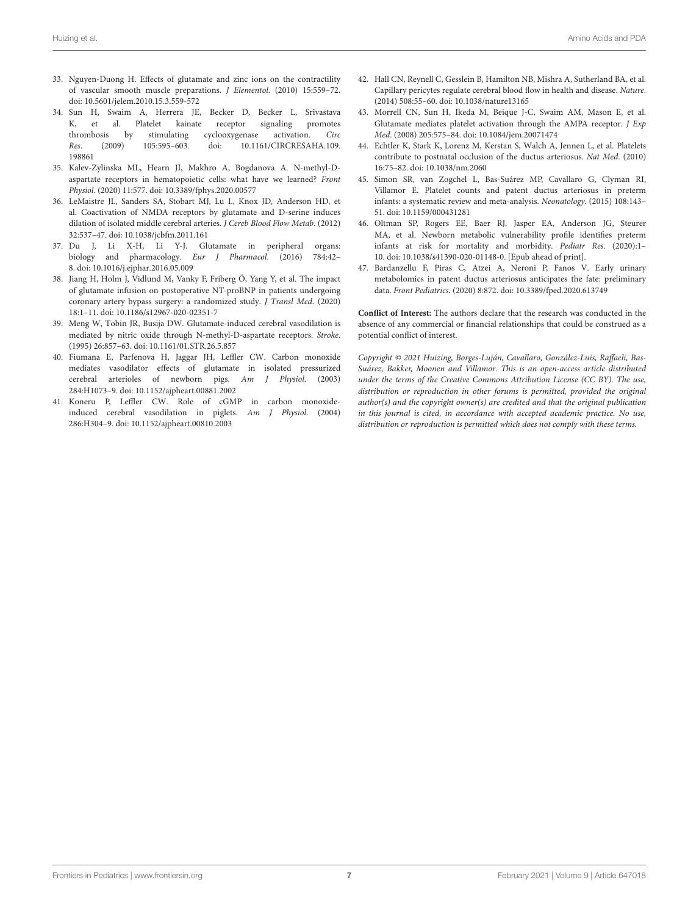33. Nguyen-Duong H. Effects of glutamate and zinc ions on the contractility of vascular smooth muscle preparations. *J Elementol*. (2010) 15:559–72. doi: 10.5601/jelem.2010.15.3.559-572
34. Sun H, Swaim A, Herrera JE, Becker D, Becker L, Srivastava K, et al. Platelet kainate receptor signaling promotes thrombosis by stimulating cyclooxygenase activation. *Circ Res*. (2009) 105:595–603. doi: 10.1161/CIRCRESAHA.109.198861
35. Kalev-Zylinska ML, Hearn JI, Makhro A, Bogdanova A. N-methyl-D-aspartate receptors in hematopoietic cells: what have we learned? *Front Physiol*. (2020) 11:577. doi: 10.3389/fphys.2020.00577
36. LeMaistre JL, Sanders SA, Stobart MJ, Lu L, Knox JD, Anderson HD, et al. Coactivation of NMDA receptors by glutamate and D-serine induces dilation of isolated middle cerebral arteries. *J Cereb Blood Flow Metab*. (2012) 32:537–47. doi: 10.1038/jcbfm.2011.161
37. Du J, Li X-H, Li Y-J. Glutamate in peripheral organs: biology and pharmacology. *Eur J Pharmacol*. (2016) 784:42–8. doi: 10.1016/j.ejphar.2016.05.009
38. Jiang H, Holm J, Vidlund M, Vanky F, Friberg Ö, Yang Y, et al. The impact of glutamate infusion on postoperative NT-proBNP in patients undergoing coronary artery bypass surgery: a randomized study. *J Transl Med*. (2020) 18:1–11. doi: 10.1186/s12967-020-02351-7
39. Meng W, Tobin JR, Busija DW. Glutamate-induced cerebral vasodilation is mediated by nitric oxide through N-methyl-D-aspartate receptors. *Stroke*. (1995) 26:857–63. doi: 10.1161/01.STR.26.5.857
40. Fiumana E, Parfenova H, Jaggar JH, Leffler CW. Carbon monoxide mediates vasodilator effects of glutamate in isolated pressurized cerebral arterioles of newborn pigs. *Am J Physiol*. (2003) 284:H1073–9. doi: 10.1152/ajpheart.00881.2002
41. Koneru P, Leffler CW. Role of cGMP in carbon monoxide-induced cerebral vasodilation in piglets. *Am J Physiol*. (2004) 286:H304–9. doi: 10.1152/ajpheart.00810.2003
42. Hall CN, Reynell C, Gesslein B, Hamilton NB, Mishra A, Sutherland BA, et al. Capillary pericytes regulate cerebral blood flow in health and disease. *Nature*. (2014) 508:55–60. doi: 10.1038/nature13165
43. Morrell CN, Sun H, Ikeda M, Beique J-C, Swaim AM, Mason E, et al. Glutamate mediates platelet activation through the AMPA receptor. *J Exp Med*. (2008) 205:575–84. doi: 10.1084/jem.20071474
44. Echtler K, Stark K, Lorenz M, Kerstan S, Walch A, Jennen L, et al. Platelets contribute to postnatal occlusion of the ductus arteriosus. *Nat Med*. (2010) 16:75–82. doi: 10.1038/nm.2060
45. Simon SR, van Zogchel L, Bas-Suárez MP, Cavallaro G, Clyman RI, Villamor E. Platelet counts and patent ductus arteriosus in preterm infants: a systematic review and meta-analysis. *Neonatology*. (2015) 108:143–51. doi: 10.1159/000431281
46. Oltman SP, Rogers EE, Baer RJ, Jasper EA, Anderson JG, Steurer MA, et al. Newborn metabolic vulnerability profile identifies preterm infants at risk for mortality and morbidity. *Pediatr Res*. (2020):1–10. doi: 10.1038/s41390-020-01148-0. [Epub ahead of print].
47. Bardanzellu F, Piras C, Atzei A, Neroni P, Fanos V. Early urinary metabolomics in patent ductus arteriosus anticipates the fate: preliminary data. *Front Pediatrics*. (2020) 8:872. doi: 10.3389/fped.2020.613749

**Conflict of Interest:** The authors declare that the research was conducted in the absence of any commercial or financial relationships that could be construed as a potential conflict of interest.

*Copyright © 2021 Huizing, Borges-Luján, Cavallaro, González-Luis, Raffaeli, Bas-Suárez, Bakker, Moonen and Villamor. This is an open-access article distributed under the terms of the Creative Commons Attribution License (CC BY). The use, distribution or reproduction in other forums is permitted, provided the original author(s) and the copyright owner(s) are credited and that the original publication in this journal is cited, in accordance with accepted academic practice. No use, distribution or reproduction is permitted which does not comply with these terms.*